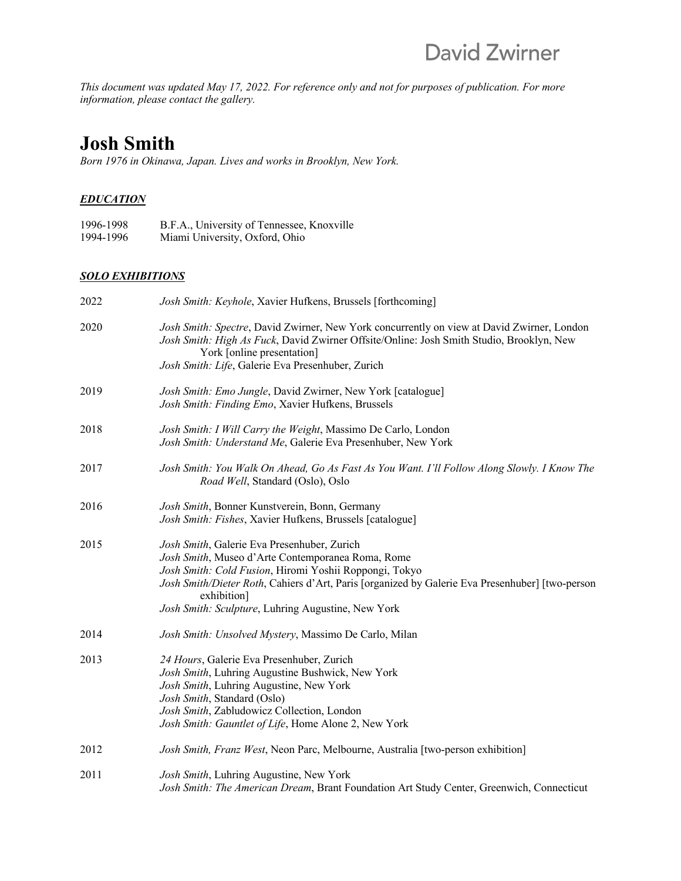David Zwirner

*This document was updated May 17, 2022. For reference only and not for purposes of publication. For more information, please contact the gallery.*

# Josh Smith

*Born 1976 in Okinawa, Japan. Lives and works in Brooklyn, New York.*

## ***EDUCATION***

1996-1998 B.F.A., University of Tennessee, Knoxville
1994-1996 Miami University, Oxford, Ohio

## ***SOLO EXHIBITIONS***

**2022**

*Josh Smith: Keyhole*, Xavier Hufkens, Brussels [forthcoming]

**2020**

*Josh Smith: Spectre*, David Zwirner, New York concurrently on view at David Zwirner, London
*Josh Smith: High As Fuck*, David Zwirner Offsite/Online: Josh Smith Studio, Brooklyn, New York [online presentation]
*Josh Smith: Life*, Galerie Eva Presenhuber, Zurich

**2019**

*Josh Smith: Emo Jungle*, David Zwirner, New York [catalogue]
*Josh Smith: Finding Emo*, Xavier Hufkens, Brussels

**2018**

*Josh Smith: I Will Carry the Weight*, Massimo De Carlo, London
*Josh Smith: Understand Me*, Galerie Eva Presenhuber, New York

**2017**

*Josh Smith: You Walk On Ahead, Go As Fast As You Want. I'll Follow Along Slowly. I Know The Road Well*, Standard (Oslo), Oslo

**2016**

*Josh Smith*, Bonner Kunstverein, Bonn, Germany
*Josh Smith: Fishes*, Xavier Hufkens, Brussels [catalogue]

**2015**

*Josh Smith*, Galerie Eva Presenhuber, Zurich
*Josh Smith*, Museo d'Arte Contemporanea Roma, Rome
*Josh Smith: Cold Fusion*, Hiromi Yoshii Roppongi, Tokyo
*Josh Smith/Dieter Roth*, Cahiers d'Art, Paris [organized by Galerie Eva Presenhuber] [two-person exhibition]
*Josh Smith: Sculpture*, Luhring Augustine, New York

**2014**

*Josh Smith: Unsolved Mystery*, Massimo De Carlo, Milan

**2013**

*24 Hours*, Galerie Eva Presenhuber, Zurich
*Josh Smith*, Luhring Augustine Bushwick, New York
*Josh Smith*, Luhring Augustine, New York
*Josh Smith*, Standard (Oslo)
*Josh Smith*, Zabludowicz Collection, London
*Josh Smith: Gauntlet of Life*, Home Alone 2, New York

**2012**

*Josh Smith, Franz West*, Neon Parc, Melbourne, Australia [two-person exhibition]

**2011**

*Josh Smith*, Luhring Augustine, New York
*Josh Smith: The American Dream*, Brant Foundation Art Study Center, Greenwich, Connecticut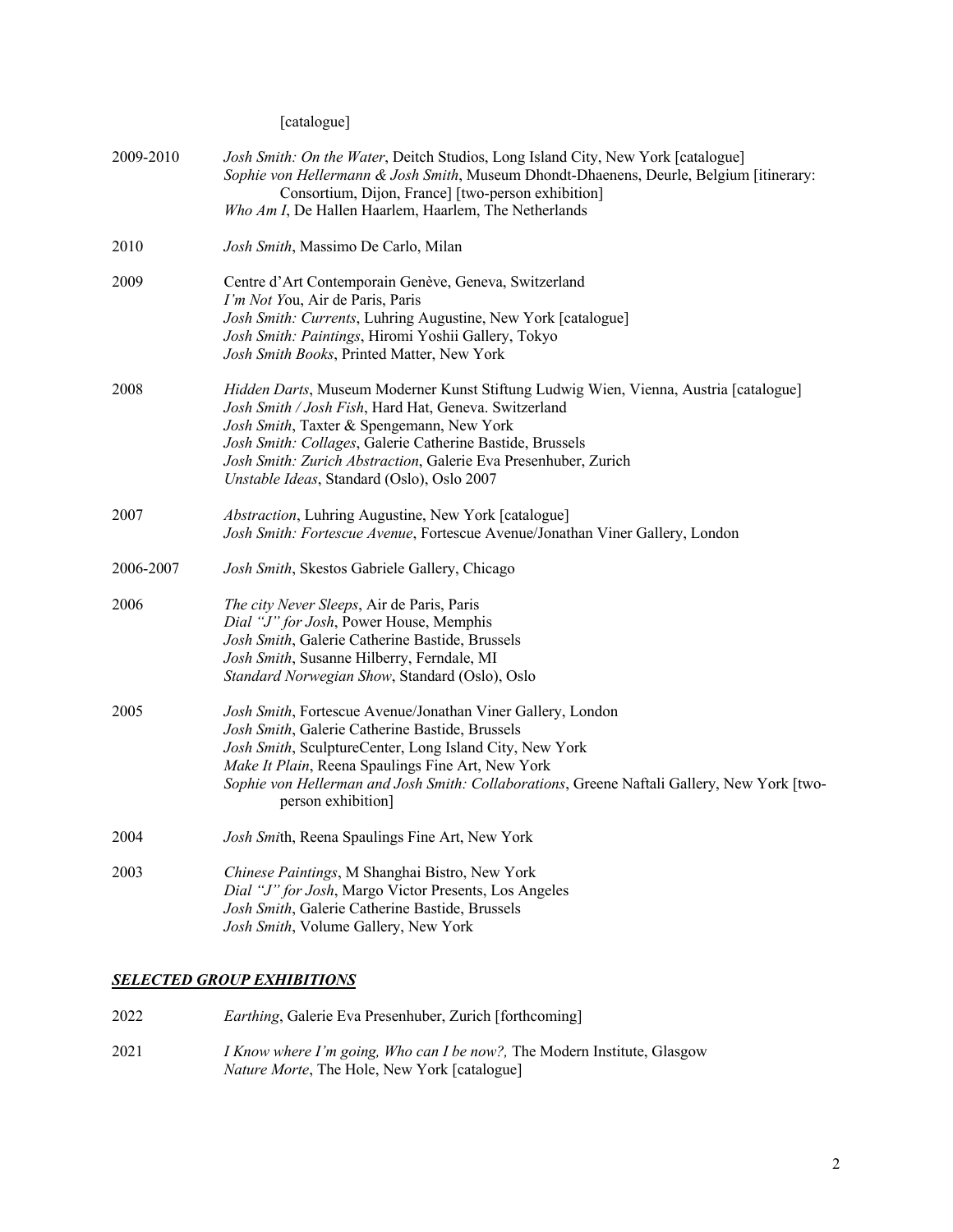[catalogue]

2009-2010 *Josh Smith: On the Water*, Deitch Studios, Long Island City, New York [catalogue]
*Sophie von Hellermann & Josh Smith*, Museum Dhondt-Dhaenens, Deurle, Belgium [itinerary: Consortium, Dijon, France] [two-person exhibition]
*Who Am I*, De Hallen Haarlem, Haarlem, The Netherlands

2010 *Josh Smith*, Massimo De Carlo, Milan

2009 Centre d'Art Contemporain Genève, Geneva, Switzerland
*I'm Not You*, Air de Paris, Paris
*Josh Smith: Currents*, Luhring Augustine, New York [catalogue]
*Josh Smith: Paintings*, Hiromi Yoshii Gallery, Tokyo
*Josh Smith Books*, Printed Matter, New York

2008 *Hidden Darts*, Museum Moderner Kunst Stiftung Ludwig Wien, Vienna, Austria [catalogue]
*Josh Smith / Josh Fish*, Hard Hat, Geneva. Switzerland
*Josh Smith*, Taxter & Spengemann, New York
*Josh Smith: Collages*, Galerie Catherine Bastide, Brussels
*Josh Smith: Zurich Abstraction*, Galerie Eva Presenhuber, Zurich
*Unstable Ideas*, Standard (Oslo), Oslo 2007

2007 *Abstraction*, Luhring Augustine, New York [catalogue]
*Josh Smith: Fortescue Avenue*, Fortescue Avenue/Jonathan Viner Gallery, London

2006-2007 *Josh Smith*, Skestos Gabriele Gallery, Chicago

2006 *The city Never Sleeps*, Air de Paris, Paris
*Dial "J" for Josh*, Power House, Memphis
*Josh Smith*, Galerie Catherine Bastide, Brussels
*Josh Smith*, Susanne Hilberry, Ferndale, MI
*Standard Norwegian Show*, Standard (Oslo), Oslo

2005 *Josh Smith*, Fortescue Avenue/Jonathan Viner Gallery, London
*Josh Smith*, Galerie Catherine Bastide, Brussels
*Josh Smith*, SculptureCenter, Long Island City, New York
*Make It Plain*, Reena Spaulings Fine Art, New York
*Sophie von Hellerman and Josh Smith: Collaborations*, Greene Naftali Gallery, New York [two-person exhibition]

2004 *Josh Smith*, Reena Spaulings Fine Art, New York

2003 *Chinese Paintings*, M Shanghai Bistro, New York
*Dial "J" for Josh*, Margo Victor Presents, Los Angeles
*Josh Smith*, Galerie Catherine Bastide, Brussels
*Josh Smith*, Volume Gallery, New York

## ***SELECTED GROUP EXHIBITIONS***

2022 *Earthing*, Galerie Eva Presenhuber, Zurich [forthcoming]

2021 *I Know where I'm going, Who can I be now?,* The Modern Institute, Glasgow
*Nature Morte*, The Hole, New York [catalogue]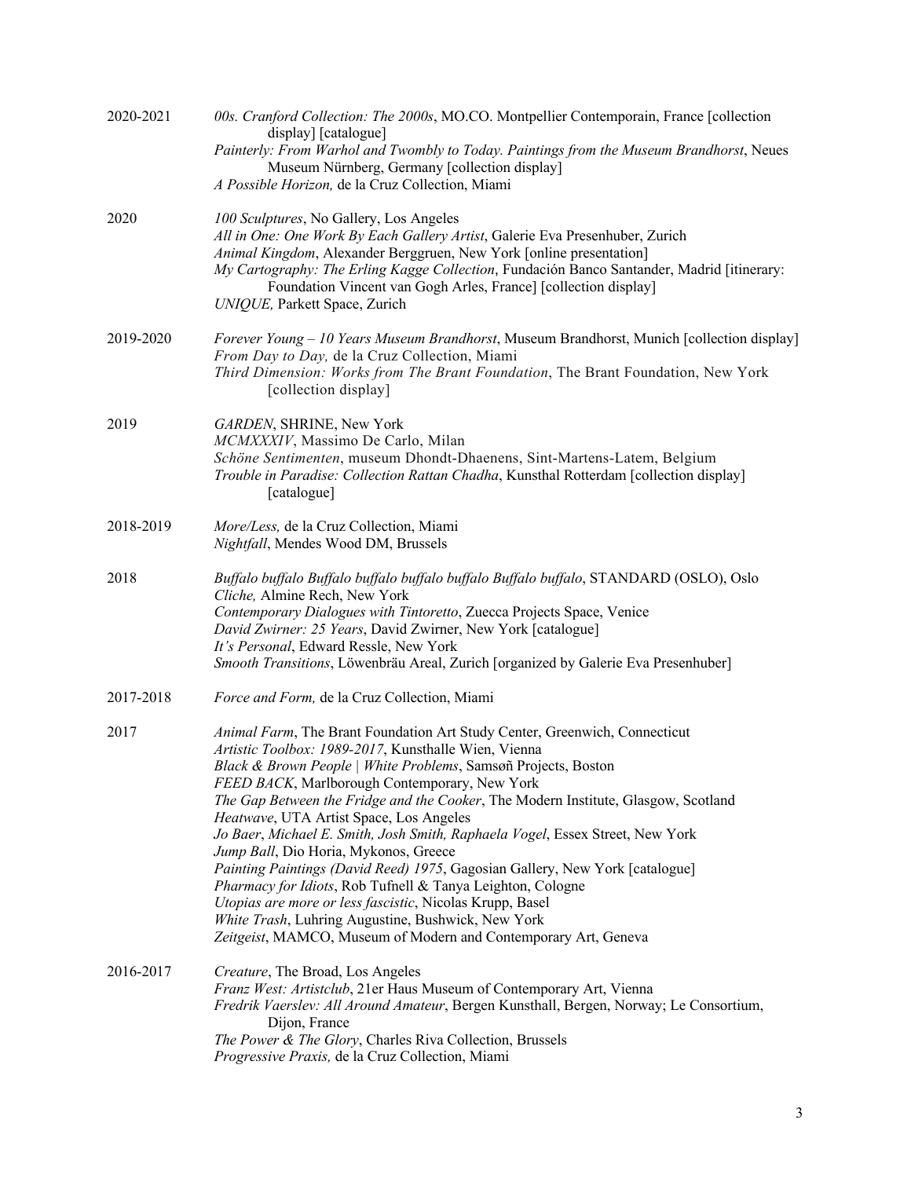2020-2021 *00s. Cranford Collection: The 2000s*, MO.CO. Montpellier Contemporain, France [collection display] [catalogue]
*Painterly: From Warhol and Twombly to Today. Paintings from the Museum Brandhorst*, Neues Museum Nürnberg, Germany [collection display]
*A Possible Horizon,* de la Cruz Collection, Miami

2020 *100 Sculptures*, No Gallery, Los Angeles
*All in One: One Work By Each Gallery Artist*, Galerie Eva Presenhuber, Zurich
*Animal Kingdom*, Alexander Berggruen, New York [online presentation]
*My Cartography: The Erling Kagge Collection*, Fundación Banco Santander, Madrid [itinerary: Foundation Vincent van Gogh Arles, France] [collection display]
*UNIQUE,* Parkett Space, Zurich

2019-2020 *Forever Young – 10 Years Museum Brandhorst*, Museum Brandhorst, Munich [collection display]
*From Day to Day,* de la Cruz Collection, Miami
*Third Dimension: Works from The Brant Foundation*, The Brant Foundation, New York [collection display]

2019 *GARDEN*, SHRINE, New York
*MCMXXXIV*, Massimo De Carlo, Milan
*Schöne Sentimenten*, museum Dhondt-Dhaenens, Sint-Martens-Latem, Belgium
*Trouble in Paradise: Collection Rattan Chadha*, Kunsthal Rotterdam [collection display] [catalogue]

2018-2019 *More/Less,* de la Cruz Collection, Miami
*Nightfall*, Mendes Wood DM, Brussels

2018 *Buffalo buffalo Buffalo buffalo buffalo buffalo Buffalo buffalo*, STANDARD (OSLO), Oslo
*Cliche,* Almine Rech, New York
*Contemporary Dialogues with Tintoretto*, Zuecca Projects Space, Venice
*David Zwirner: 25 Years*, David Zwirner, New York [catalogue]
*It's Personal*, Edward Ressle, New York
*Smooth Transitions*, Löwenbräu Areal, Zurich [organized by Galerie Eva Presenhuber]

2017-2018 *Force and Form,* de la Cruz Collection, Miami

2017 *Animal Farm*, The Brant Foundation Art Study Center, Greenwich, Connecticut
*Artistic Toolbox: 1989-2017*, Kunsthalle Wien, Vienna
*Black & Brown People | White Problems*, Samsøñ Projects, Boston
*FEED BACK*, Marlborough Contemporary, New York
*The Gap Between the Fridge and the Cooker*, The Modern Institute, Glasgow, Scotland
*Heatwave*, UTA Artist Space, Los Angeles
*Jo Baer*, *Michael E. Smith, Josh Smith, Raphaela Vogel*, Essex Street, New York
*Jump Ball*, Dio Horia, Mykonos, Greece
*Painting Paintings (David Reed) 1975*, Gagosian Gallery, New York [catalogue]
*Pharmacy for Idiots*, Rob Tufnell & Tanya Leighton, Cologne
*Utopias are more or less fascistic*, Nicolas Krupp, Basel
*White Trash*, Luhring Augustine, Bushwick, New York
*Zeitgeist*, MAMCO, Museum of Modern and Contemporary Art, Geneva

2016-2017 *Creature*, The Broad, Los Angeles
*Franz West: Artistclub*, 21er Haus Museum of Contemporary Art, Vienna
*Fredrik Vaerslev: All Around Amateur*, Bergen Kunsthall, Bergen, Norway; Le Consortium, Dijon, France
*The Power & The Glory*, Charles Riva Collection, Brussels
*Progressive Praxis,* de la Cruz Collection, Miami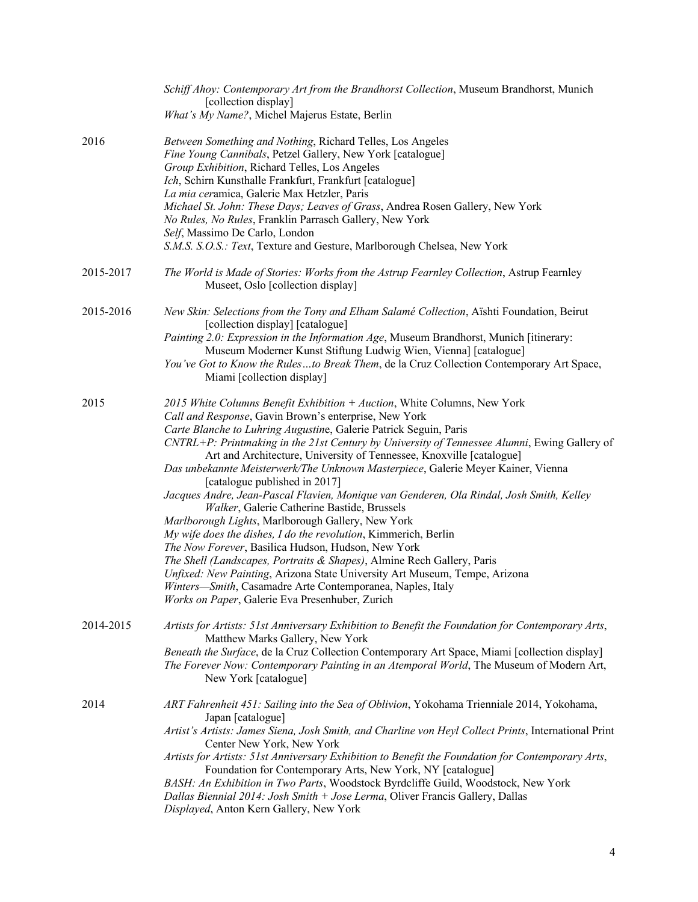*Schiff Ahoy: Contemporary Art from the Brandhorst Collection*, Museum Brandhorst, Munich [collection display]
*What's My Name?*, Michel Majerus Estate, Berlin

2016

*Between Something and Nothing*, Richard Telles, Los Angeles
*Fine Young Cannibals*, Petzel Gallery, New York [catalogue]
*Group Exhibition*, Richard Telles, Los Angeles
*Ich*, Schirn Kunsthalle Frankfurt, Frankfurt [catalogue]
*La mia cer*amica, Galerie Max Hetzler, Paris
*Michael St. John: These Days; Leaves of Grass*, Andrea Rosen Gallery, New York
*No Rules, No Rules*, Franklin Parrasch Gallery, New York
*Self*, Massimo De Carlo, London
*S.M.S. S.O.S.: Text*, Texture and Gesture, Marlborough Chelsea, New York

2015-2017

*The World is Made of Stories: Works from the Astrup Fearnley Collection*, Astrup Fearnley Museet, Oslo [collection display]

2015-2016

*New Skin: Selections from the Tony and Elham Salamé Collection*, Aïshti Foundation, Beirut [collection display] [catalogue]
*Painting 2.0: Expression in the Information Age*, Museum Brandhorst, Munich [itinerary: Museum Moderner Kunst Stiftung Ludwig Wien, Vienna] [catalogue]
*You've Got to Know the Rules…to Break Them*, de la Cruz Collection Contemporary Art Space, Miami [collection display]

2015

*2015 White Columns Benefit Exhibition + Auction*, White Columns, New York
*Call and Response*, Gavin Brown's enterprise, New York
*Carte Blanche to Luhring Augustin*e, Galerie Patrick Seguin, Paris
*CNTRL+P: Printmaking in the 21st Century by University of Tennessee Alumni*, Ewing Gallery of Art and Architecture, University of Tennessee, Knoxville [catalogue]
*Das unbekannte Meisterwerk/The Unknown Masterpiece*, Galerie Meyer Kainer, Vienna [catalogue published in 2017]
*Jacques Andre, Jean-Pascal Flavien, Monique van Genderen, Ola Rindal, Josh Smith, Kelley Walker*, Galerie Catherine Bastide, Brussels
*Marlborough Lights*, Marlborough Gallery, New York
*My wife does the dishes, I do the revolution*, Kimmerich, Berlin
*The Now Forever*, Basilica Hudson, Hudson, New York
*The Shell (Landscapes, Portraits & Shapes)*, Almine Rech Gallery, Paris
*Unfixed: New Painting*, Arizona State University Art Museum, Tempe, Arizona
*Winters—Smith*, Casamadre Arte Contemporanea, Naples, Italy
*Works on Paper*, Galerie Eva Presenhuber, Zurich

2014-2015

*Artists for Artists: 51st Anniversary Exhibition to Benefit the Foundation for Contemporary Arts*, Matthew Marks Gallery, New York
*Beneath the Surface*, de la Cruz Collection Contemporary Art Space, Miami [collection display]
*The Forever Now: Contemporary Painting in an Atemporal World*, The Museum of Modern Art, New York [catalogue]

2014

*ART Fahrenheit 451: Sailing into the Sea of Oblivion*, Yokohama Trienniale 2014, Yokohama, Japan [catalogue]
*Artist's Artists: James Siena, Josh Smith, and Charline von Heyl Collect Prints*, International Print Center New York, New York
*Artists for Artists: 51st Anniversary Exhibition to Benefit the Foundation for Contemporary Arts*, Foundation for Contemporary Arts, New York, NY [catalogue]
*BASH: An Exhibition in Two Parts*, Woodstock Byrdcliffe Guild, Woodstock, New York
*Dallas Biennial 2014: Josh Smith + Jose Lerma*, Oliver Francis Gallery, Dallas
*Displayed*, Anton Kern Gallery, New York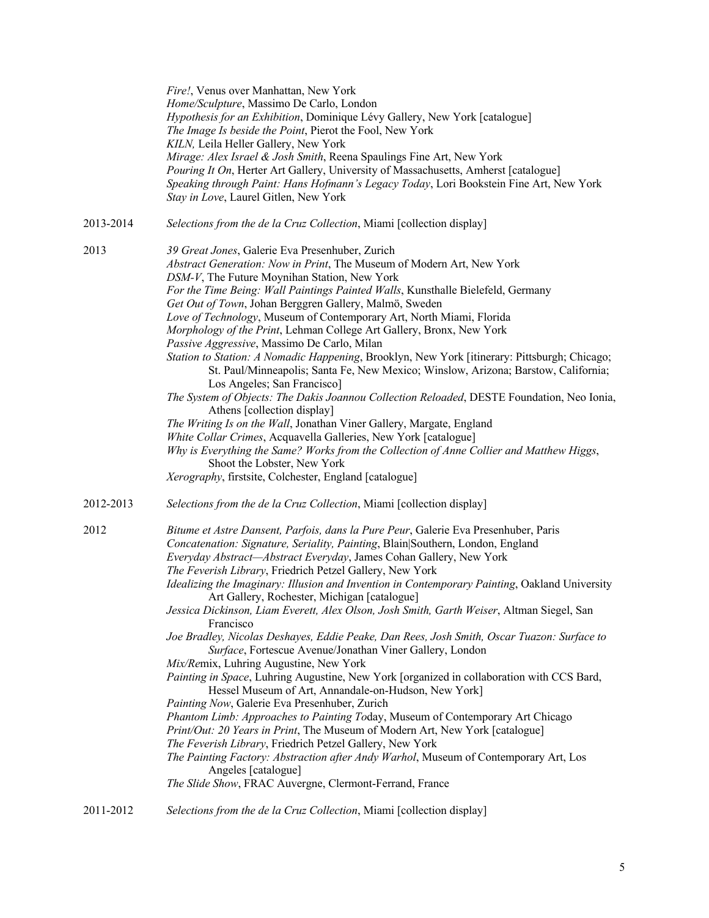*Fire!*, Venus over Manhattan, New York
*Home/Sculpture*, Massimo De Carlo, London
*Hypothesis for an Exhibition*, Dominique Lévy Gallery, New York [catalogue]
*The Image Is beside the Point*, Pierot the Fool, New York
*KILN,* Leila Heller Gallery, New York
*Mirage: Alex Israel & Josh Smith*, Reena Spaulings Fine Art, New York
*Pouring It On*, Herter Art Gallery, University of Massachusetts, Amherst [catalogue]
*Speaking through Paint: Hans Hofmann's Legacy Today*, Lori Bookstein Fine Art, New York
*Stay in Love*, Laurel Gitlen, New York

2013-2014 *Selections from the de la Cruz Collection*, Miami [collection display]

2013 *39 Great Jones*, Galerie Eva Presenhuber, Zurich
*Abstract Generation: Now in Print*, The Museum of Modern Art, New York
*DSM-V*, The Future Moynihan Station, New York
*For the Time Being: Wall Paintings Painted Walls*, Kunsthalle Bielefeld, Germany
*Get Out of Town*, Johan Berggren Gallery, Malmö, Sweden
*Love of Technology*, Museum of Contemporary Art, North Miami, Florida
*Morphology of the Print*, Lehman College Art Gallery, Bronx, New York
*Passive Aggressive*, Massimo De Carlo, Milan
*Station to Station: A Nomadic Happening*, Brooklyn, New York [itinerary: Pittsburgh; Chicago; St. Paul/Minneapolis; Santa Fe, New Mexico; Winslow, Arizona; Barstow, California; Los Angeles; San Francisco]
*The System of Objects: The Dakis Joannou Collection Reloaded*, DESTE Foundation, Neo Ionia, Athens [collection display]
*The Writing Is on the Wall*, Jonathan Viner Gallery, Margate, England
*White Collar Crimes*, Acquavella Galleries, New York [catalogue]
*Why is Everything the Same? Works from the Collection of Anne Collier and Matthew Higgs*, Shoot the Lobster, New York
*Xerography*, firstsite, Colchester, England [catalogue]

2012-2013 *Selections from the de la Cruz Collection*, Miami [collection display]

2012 *Bitume et Astre Dansent, Parfois, dans la Pure Peur*, Galerie Eva Presenhuber, Paris
*Concatenation: Signature, Seriality, Painting*, Blain|Southern, London, England
*Everyday Abstract—Abstract Everyday*, James Cohan Gallery, New York
*The Feverish Library*, Friedrich Petzel Gallery, New York
*Idealizing the Imaginary: Illusion and Invention in Contemporary Painting*, Oakland University Art Gallery, Rochester, Michigan [catalogue]
*Jessica Dickinson, Liam Everett, Alex Olson, Josh Smith, Garth Weiser*, Altman Siegel, San Francisco
*Joe Bradley, Nicolas Deshayes, Eddie Peake, Dan Rees, Josh Smith, Oscar Tuazon: Surface to Surface*, Fortescue Avenue/Jonathan Viner Gallery, London
*Mix/Re*mix, Luhring Augustine, New York
*Painting in Space*, Luhring Augustine, New York [organized in collaboration with CCS Bard, Hessel Museum of Art, Annandale-on-Hudson, New York]
*Painting Now*, Galerie Eva Presenhuber, Zurich
*Phantom Limb: Approaches to Painting To*day, Museum of Contemporary Art Chicago
*Print/Out: 20 Years in Print*, The Museum of Modern Art, New York [catalogue]
*The Feverish Library*, Friedrich Petzel Gallery, New York
*The Painting Factory: Abstraction after Andy Warhol*, Museum of Contemporary Art, Los Angeles [catalogue]
*The Slide Show*, FRAC Auvergne, Clermont-Ferrand, France

2011-2012 *Selections from the de la Cruz Collection*, Miami [collection display]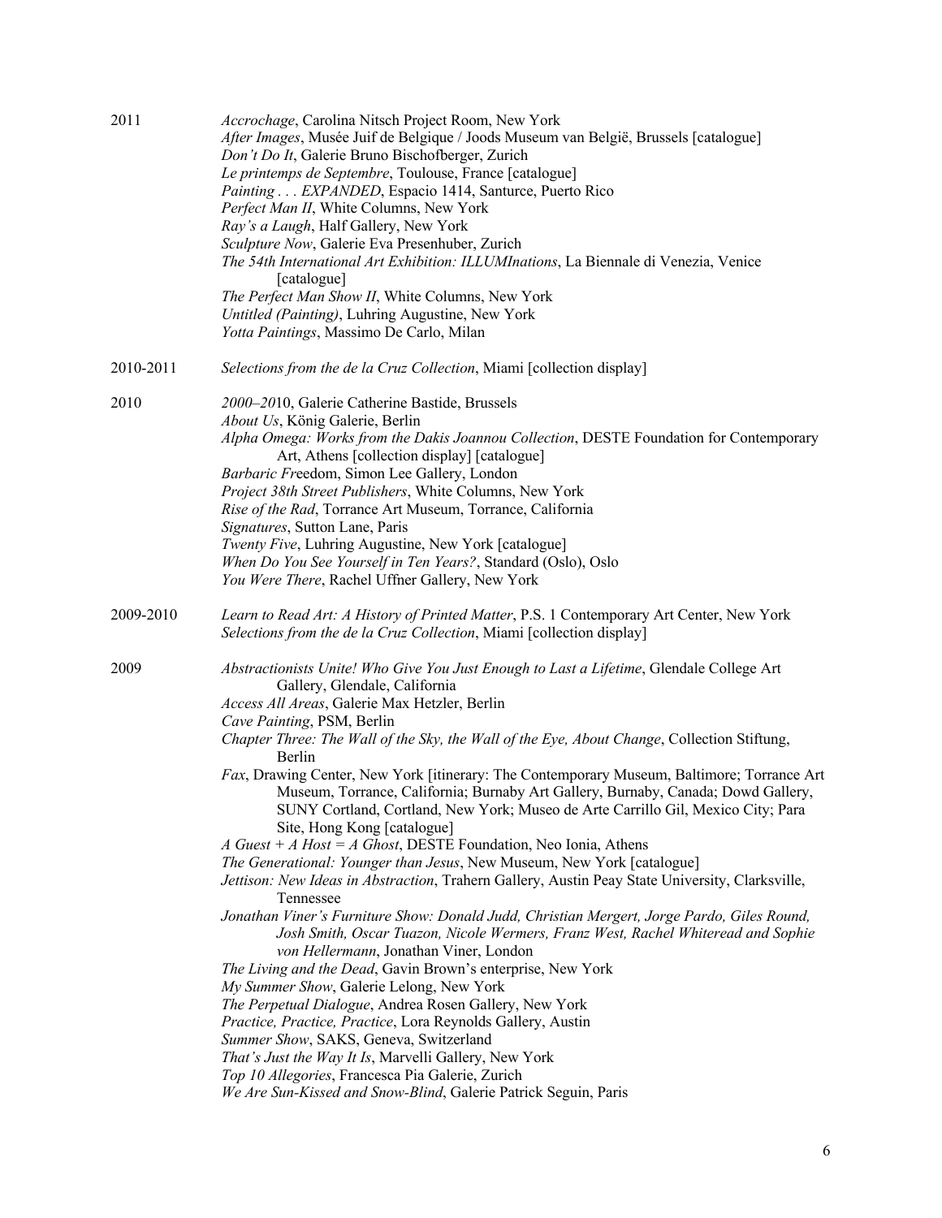2011

*Accrochage*, Carolina Nitsch Project Room, New York
*After Images*, Musée Juif de Belgique / Joods Museum van België, Brussels [catalogue]
*Don't Do It*, Galerie Bruno Bischofberger, Zurich
*Le printemps de Septembre*, Toulouse, France [catalogue]
*Painting . . . EXPANDED*, Espacio 1414, Santurce, Puerto Rico
*Perfect Man II*, White Columns, New York
*Ray's a Laugh*, Half Gallery, New York
*Sculpture Now*, Galerie Eva Presenhuber, Zurich
*The 54th International Art Exhibition: ILLUMInations*, La Biennale di Venezia, Venice [catalogue]
*The Perfect Man Show II*, White Columns, New York
*Untitled (Painting)*, Luhring Augustine, New York
*Yotta Paintings*, Massimo De Carlo, Milan

2010-2011

*Selections from the de la Cruz Collection*, Miami [collection display]

2010

*2000–2010*, Galerie Catherine Bastide, Brussels
*About Us*, König Galerie, Berlin
*Alpha Omega: Works from the Dakis Joannou Collection*, DESTE Foundation for Contemporary Art, Athens [collection display] [catalogue]
*Barbaric Freedom*, Simon Lee Gallery, London
*Project 38th Street Publishers*, White Columns, New York
*Rise of the Rad*, Torrance Art Museum, Torrance, California
*Signatures*, Sutton Lane, Paris
*Twenty Five*, Luhring Augustine, New York [catalogue]
*When Do You See Yourself in Ten Years?*, Standard (Oslo), Oslo
*You Were There*, Rachel Uffner Gallery, New York

2009-2010

*Learn to Read Art: A History of Printed Matter*, P.S. 1 Contemporary Art Center, New York
*Selections from the de la Cruz Collection*, Miami [collection display]

2009

*Abstractionists Unite! Who Give You Just Enough to Last a Lifetime*, Glendale College Art Gallery, Glendale, California
*Access All Areas*, Galerie Max Hetzler, Berlin
*Cave Painting*, PSM, Berlin
*Chapter Three: The Wall of the Sky, the Wall of the Eye, About Change*, Collection Stiftung, Berlin
*Fax*, Drawing Center, New York [itinerary: The Contemporary Museum, Baltimore; Torrance Art Museum, Torrance, California; Burnaby Art Gallery, Burnaby, Canada; Dowd Gallery, SUNY Cortland, Cortland, New York; Museo de Arte Carrillo Gil, Mexico City; Para Site, Hong Kong [catalogue]
*A Guest + A Host = A Ghost*, DESTE Foundation, Neo Ionia, Athens
*The Generational: Younger than Jesus*, New Museum, New York [catalogue]
*Jettison: New Ideas in Abstraction*, Trahern Gallery, Austin Peay State University, Clarksville, Tennessee
*Jonathan Viner's Furniture Show: Donald Judd, Christian Mergert, Jorge Pardo, Giles Round, Josh Smith, Oscar Tuazon, Nicole Wermers, Franz West, Rachel Whiteread and Sophie von Hellermann*, Jonathan Viner, London
*The Living and the Dead*, Gavin Brown's enterprise, New York
*My Summer Show*, Galerie Lelong, New York
*The Perpetual Dialogue*, Andrea Rosen Gallery, New York
*Practice, Practice, Practice*, Lora Reynolds Gallery, Austin
*Summer Show*, SAKS, Geneva, Switzerland
*That's Just the Way It Is*, Marvelli Gallery, New York
*Top 10 Allegories*, Francesca Pia Galerie, Zurich
*We Are Sun-Kissed and Snow-Blind*, Galerie Patrick Seguin, Paris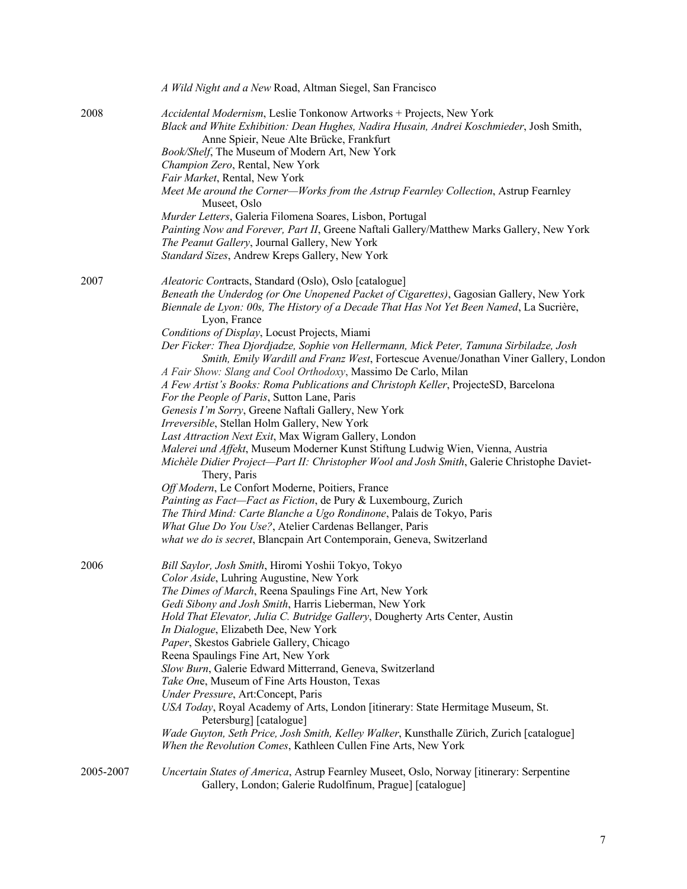*A Wild Night and a New* Road, Altman Siegel, San Francisco

2008

*Accidental Modernism*, Leslie Tonkonow Artworks + Projects, New York
*Black and White Exhibition: Dean Hughes, Nadira Husain, Andrei Koschmieder*, Josh Smith, Anne Spieir, Neue Alte Brücke, Frankfurt
*Book/Shelf*, The Museum of Modern Art, New York
*Champion Zero*, Rental, New York
*Fair Market*, Rental, New York
*Meet Me around the Corner—Works from the Astrup Fearnley Collection*, Astrup Fearnley Museet, Oslo
*Murder Letters*, Galeria Filomena Soares, Lisbon, Portugal
*Painting Now and Forever, Part II*, Greene Naftali Gallery/Matthew Marks Gallery, New York
*The Peanut Gallery*, Journal Gallery, New York
*Standard Sizes*, Andrew Kreps Gallery, New York

2007

*Aleatoric Contracts*, Standard (Oslo), Oslo [catalogue]
*Beneath the Underdog (or One Unopened Packet of Cigarettes)*, Gagosian Gallery, New York
*Biennale de Lyon: 00s, The History of a Decade That Has Not Yet Been Named*, La Sucrière, Lyon, France
*Conditions of Display*, Locust Projects, Miami
*Der Ficker: Thea Djordjadze, Sophie von Hellermann, Mick Peter, Tamuna Sirbiladze, Josh Smith, Emily Wardill and Franz West*, Fortescue Avenue/Jonathan Viner Gallery, London
*A Fair Show: Slang and Cool Orthodoxy*, Massimo De Carlo, Milan
*A Few Artist's Books: Roma Publications and Christoph Keller*, ProjecteSD, Barcelona
*For the People of Paris*, Sutton Lane, Paris
*Genesis I'm Sorry*, Greene Naftali Gallery, New York
*Irreversible*, Stellan Holm Gallery, New York
*Last Attraction Next Exit*, Max Wigram Gallery, London
*Malerei und Affekt*, Museum Moderner Kunst Stiftung Ludwig Wien, Vienna, Austria
*Michèle Didier Project—Part II: Christopher Wool and Josh Smith*, Galerie Christophe Daviet-Thery, Paris
*Off Modern*, Le Confort Moderne, Poitiers, France
*Painting as Fact—Fact as Fiction*, de Pury & Luxembourg, Zurich
*The Third Mind: Carte Blanche a Ugo Rondinone*, Palais de Tokyo, Paris
*What Glue Do You Use?*, Atelier Cardenas Bellanger, Paris
*what we do is secret*, Blancpain Art Contemporain, Geneva, Switzerland

2006

*Bill Saylor, Josh Smith*, Hiromi Yoshii Tokyo, Tokyo
*Color Aside*, Luhring Augustine, New York
*The Dimes of March*, Reena Spaulings Fine Art, New York
*Gedi Sibony and Josh Smith*, Harris Lieberman, New York
*Hold That Elevator, Julia C. Butridge Gallery*, Dougherty Arts Center, Austin
*In Dialogue*, Elizabeth Dee, New York
*Paper*, Skestos Gabriele Gallery, Chicago
Reena Spaulings Fine Art, New York
*Slow Burn*, Galerie Edward Mitterrand, Geneva, Switzerland
*Take One*, Museum of Fine Arts Houston, Texas
*Under Pressure*, Art:Concept, Paris
*USA Today*, Royal Academy of Arts, London [itinerary: State Hermitage Museum, St. Petersburg] [catalogue]
*Wade Guyton, Seth Price, Josh Smith, Kelley Walker*, Kunsthalle Zürich, Zurich [catalogue]
*When the Revolution Comes*, Kathleen Cullen Fine Arts, New York

2005-2007

*Uncertain States of America*, Astrup Fearnley Museet, Oslo, Norway [itinerary: Serpentine Gallery, London; Galerie Rudolfinum, Prague] [catalogue]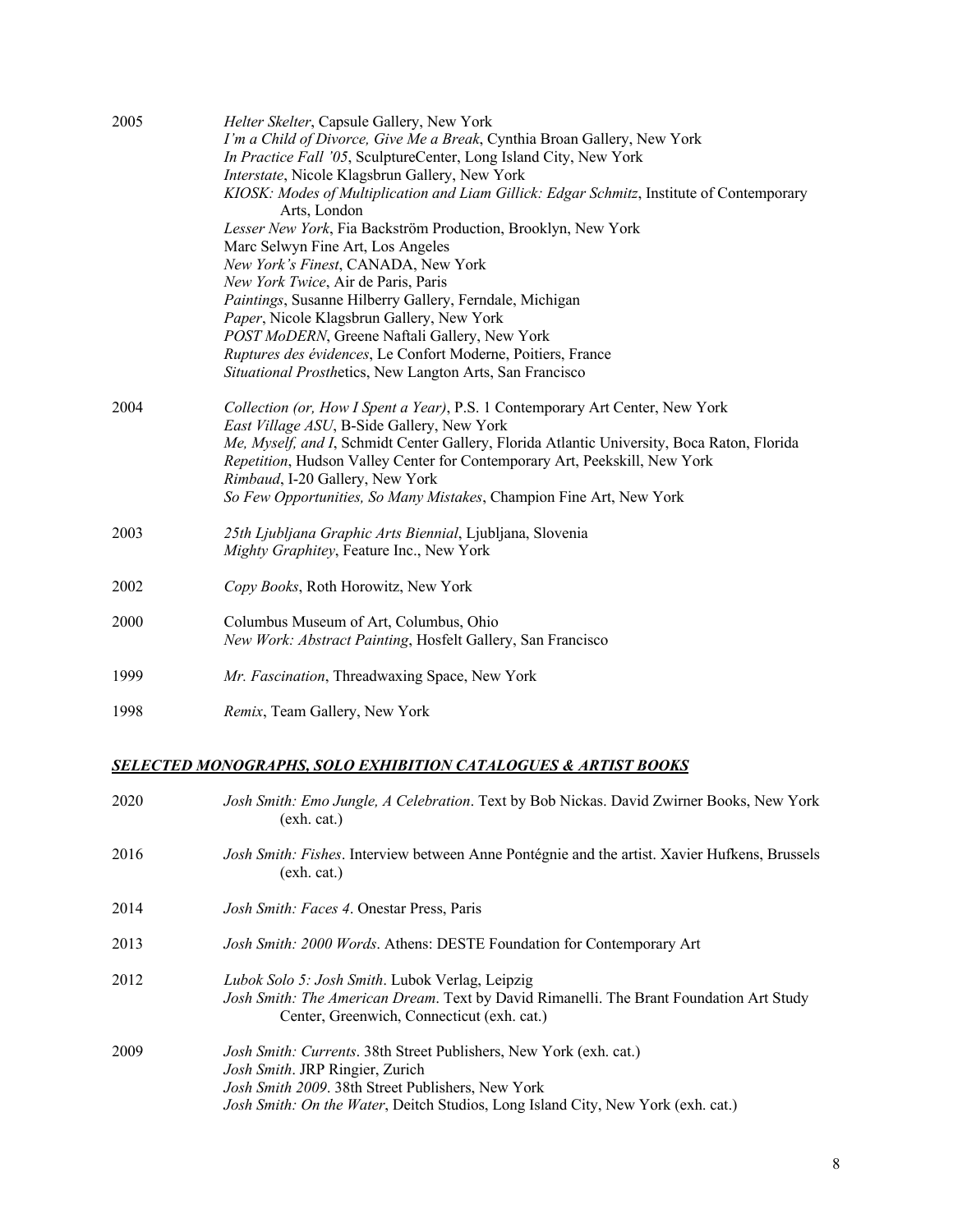2005

*Helter Skelter*, Capsule Gallery, New York
*I'm a Child of Divorce, Give Me a Break*, Cynthia Broan Gallery, New York
*In Practice Fall '05*, SculptureCenter, Long Island City, New York
*Interstate*, Nicole Klagsbrun Gallery, New York
*KIOSK: Modes of Multiplication and Liam Gillick: Edgar Schmitz*, Institute of Contemporary Arts, London
*Lesser New York*, Fia Backström Production, Brooklyn, New York
Marc Selwyn Fine Art, Los Angeles
*New York's Finest*, CANADA, New York
*New York Twice*, Air de Paris, Paris
*Paintings*, Susanne Hilberry Gallery, Ferndale, Michigan
*Paper*, Nicole Klagsbrun Gallery, New York
*POST MoDERN*, Greene Naftali Gallery, New York
*Ruptures des évidences*, Le Confort Moderne, Poitiers, France
*Situational Prosthetics*, New Langton Arts, San Francisco

2004

*Collection (or, How I Spent a Year)*, P.S. 1 Contemporary Art Center, New York
*East Village ASU*, B-Side Gallery, New York
*Me, Myself, and I*, Schmidt Center Gallery, Florida Atlantic University, Boca Raton, Florida
*Repetition*, Hudson Valley Center for Contemporary Art, Peekskill, New York
*Rimbaud*, I-20 Gallery, New York
*So Few Opportunities, So Many Mistakes*, Champion Fine Art, New York

2003

*25th Ljubljana Graphic Arts Biennial*, Ljubljana, Slovenia
*Mighty Graphitey*, Feature Inc., New York

2002

*Copy Books*, Roth Horowitz, New York

2000

Columbus Museum of Art, Columbus, Ohio
*New Work: Abstract Painting*, Hosfelt Gallery, San Francisco

1999

*Mr. Fascination*, Threadwaxing Space, New York

1998

*Remix*, Team Gallery, New York

## ***SELECTED MONOGRAPHS, SOLO EXHIBITION CATALOGUES & ARTIST BOOKS***

2020

*Josh Smith: Emo Jungle, A Celebration*. Text by Bob Nickas. David Zwirner Books, New York (exh. cat.)

2016

*Josh Smith: Fishes*. Interview between Anne Pontégnie and the artist. Xavier Hufkens, Brussels (exh. cat.)

2014

*Josh Smith: Faces 4*. Onestar Press, Paris

2013

*Josh Smith: 2000 Words*. Athens: DESTE Foundation for Contemporary Art

2012

*Lubok Solo 5: Josh Smith*. Lubok Verlag, Leipzig
*Josh Smith: The American Dream*. Text by David Rimanelli. The Brant Foundation Art Study Center, Greenwich, Connecticut (exh. cat.)

2009

*Josh Smith: Currents*. 38th Street Publishers, New York (exh. cat.)
*Josh Smith*. JRP Ringier, Zurich
*Josh Smith 2009*. 38th Street Publishers, New York
*Josh Smith: On the Water*, Deitch Studios, Long Island City, New York (exh. cat.)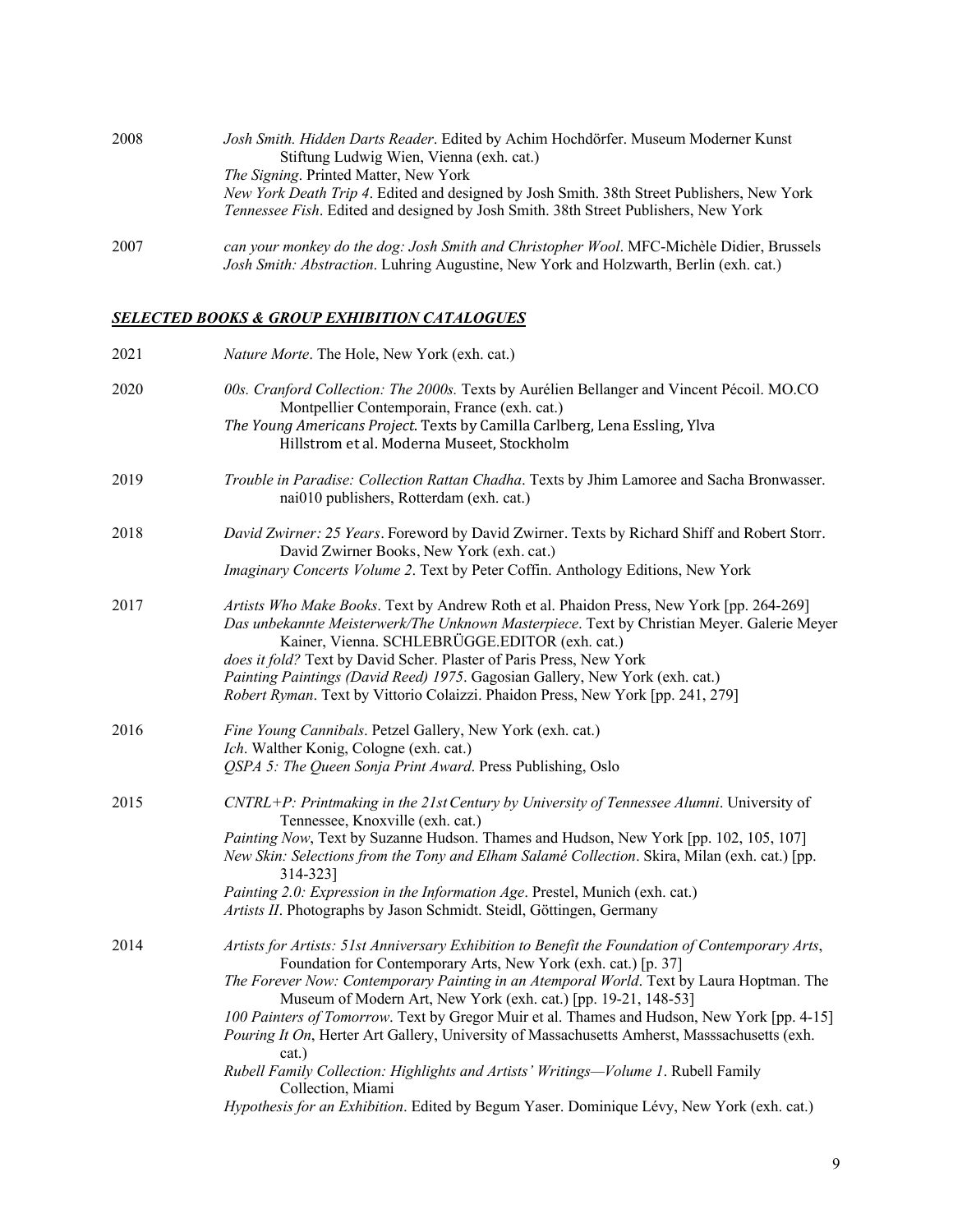2008 *Josh Smith. Hidden Darts Reader*. Edited by Achim Hochdörfer. Museum Moderner Kunst Stiftung Ludwig Wien, Vienna (exh. cat.)
*The Signing*. Printed Matter, New York
*New York Death Trip 4*. Edited and designed by Josh Smith. 38th Street Publishers, New York
*Tennessee Fish*. Edited and designed by Josh Smith. 38th Street Publishers, New York

2007 *can your monkey do the dog: Josh Smith and Christopher Wool*. MFC-Michèle Didier, Brussels
*Josh Smith: Abstraction*. Luhring Augustine, New York and Holzwarth, Berlin (exh. cat.)

## ***SELECTED BOOKS & GROUP EXHIBITION CATALOGUES***

2021 *Nature Morte*. The Hole, New York (exh. cat.)

2020 *00s. Cranford Collection: The 2000s.* Texts by Aurélien Bellanger and Vincent Pécoil. MO.CO Montpellier Contemporain, France (exh. cat.)
*The Young Americans Project*. Texts by Camilla Carlberg, Lena Essling, Ylva Hillstrom et al. Moderna Museet, Stockholm

2019 *Trouble in Paradise: Collection Rattan Chadha*. Texts by Jhim Lamoree and Sacha Bronwasser. nai010 publishers, Rotterdam (exh. cat.)

2018 *David Zwirner: 25 Years*. Foreword by David Zwirner. Texts by Richard Shiff and Robert Storr. David Zwirner Books, New York (exh. cat.)
*Imaginary Concerts Volume 2*. Text by Peter Coffin. Anthology Editions, New York

2017 *Artists Who Make Books*. Text by Andrew Roth et al. Phaidon Press, New York [pp. 264-269]
*Das unbekannte Meisterwerk/The Unknown Masterpiece*. Text by Christian Meyer. Galerie Meyer Kainer, Vienna. SCHLEBRÜGGE.EDITOR (exh. cat.)
*does it fold?* Text by David Scher. Plaster of Paris Press, New York
*Painting Paintings (David Reed) 1975*. Gagosian Gallery, New York (exh. cat.)
*Robert Ryman*. Text by Vittorio Colaizzi. Phaidon Press, New York [pp. 241, 279]

2016 *Fine Young Cannibals*. Petzel Gallery, New York (exh. cat.)
*Ich*. Walther Konig, Cologne (exh. cat.)
*QSPA 5: The Queen Sonja Print Award*. Press Publishing, Oslo

2015 *CNTRL+P: Printmaking in the 21st Century by University of Tennessee Alumni*. University of Tennessee, Knoxville (exh. cat.)
*Painting Now*, Text by Suzanne Hudson. Thames and Hudson, New York [pp. 102, 105, 107]
*New Skin: Selections from the Tony and Elham Salamé Collection*. Skira, Milan (exh. cat.) [pp. 314-323]
*Painting 2.0: Expression in the Information Age*. Prestel, Munich (exh. cat.)
*Artists II*. Photographs by Jason Schmidt. Steidl, Göttingen, Germany

2014 *Artists for Artists: 51st Anniversary Exhibition to Benefit the Foundation of Contemporary Arts*, Foundation for Contemporary Arts, New York (exh. cat.) [p. 37]
*The Forever Now: Contemporary Painting in an Atemporal World*. Text by Laura Hoptman. The Museum of Modern Art, New York (exh. cat.) [pp. 19-21, 148-53]
*100 Painters of Tomorrow*. Text by Gregor Muir et al. Thames and Hudson, New York [pp. 4-15]
*Pouring It On*, Herter Art Gallery, University of Massachusetts Amherst, Masssachusetts (exh. cat.)
*Rubell Family Collection: Highlights and Artists' Writings—Volume 1*. Rubell Family Collection, Miami
*Hypothesis for an Exhibition*. Edited by Begum Yaser. Dominique Lévy, New York (exh. cat.)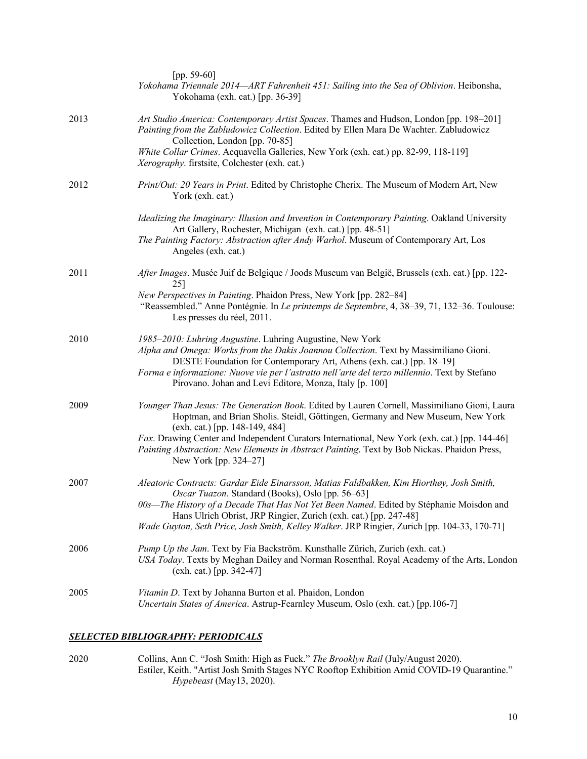[pp. 59-60]
*Yokohama Triennale 2014—ART Fahrenheit 451: Sailing into the Sea of Oblivion*. Heibonsha, Yokohama (exh. cat.) [pp. 36-39]

2013
*Art Studio America: Contemporary Artist Spaces*. Thames and Hudson, London [pp. 198–201]
*Painting from the Zabludowicz Collection*. Edited by Ellen Mara De Wachter. Zabludowicz Collection, London [pp. 70-85]
*White Collar Crimes*. Acquavella Galleries, New York (exh. cat.) pp. 82-99, 118-119]
*Xerography*. firstsite, Colchester (exh. cat.)

2012
*Print/Out: 20 Years in Print*. Edited by Christophe Cherix. The Museum of Modern Art, New York (exh. cat.)

*Idealizing the Imaginary: Illusion and Invention in Contemporary Painting*. Oakland University Art Gallery, Rochester, Michigan (exh. cat.) [pp. 48-51]
*The Painting Factory: Abstraction after Andy Warhol*. Museum of Contemporary Art, Los Angeles (exh. cat.)

2011
*After Images*. Musée Juif de Belgique / Joods Museum van België, Brussels (exh. cat.) [pp. 122-25]
*New Perspectives in Painting*. Phaidon Press, New York [pp. 282–84]
"Reassembled." Anne Pontégnie. In *Le printemps de Septembre*, 4, 38–39, 71, 132–36. Toulouse: Les presses du réel, 2011.

2010
*1985–2010: Luhring Augustine*. Luhring Augustine, New York
*Alpha and Omega: Works from the Dakis Joannou Collection*. Text by Massimiliano Gioni. DESTE Foundation for Contemporary Art, Athens (exh. cat.) [pp. 18–19]
*Forma e informazione: Nuove vie per l'astratto nell'arte del terzo millennio*. Text by Stefano Pirovano. Johan and Levi Editore, Monza, Italy [p. 100]

2009
*Younger Than Jesus: The Generation Book*. Edited by Lauren Cornell, Massimiliano Gioni, Laura Hoptman, and Brian Sholis. Steidl, Göttingen, Germany and New Museum, New York (exh. cat.) [pp. 148-149, 484]
*Fax*. Drawing Center and Independent Curators International, New York (exh. cat.) [pp. 144-46]
*Painting Abstraction: New Elements in Abstract Painting*. Text by Bob Nickas. Phaidon Press, New York [pp. 324–27]

2007
*Aleatoric Contracts: Gardar Eide Einarsson, Matias Faldbakken, Kim Hiorthøy, Josh Smith, Oscar Tuazon*. Standard (Books), Oslo [pp. 56–63]
*00s—The History of a Decade That Has Not Yet Been Named*. Edited by Stéphanie Moisdon and Hans Ulrich Obrist, JRP Ringier, Zurich (exh. cat.) [pp. 247-48]
*Wade Guyton, Seth Price, Josh Smith, Kelley Walker*. JRP Ringier, Zurich [pp. 104-33, 170-71]

2006
*Pump Up the Jam*. Text by Fia Backström. Kunsthalle Zürich, Zurich (exh. cat.)
*USA Today*. Texts by Meghan Dailey and Norman Rosenthal. Royal Academy of the Arts, London (exh. cat.) [pp. 342-47]

2005
*Vitamin D*. Text by Johanna Burton et al. Phaidon, London
*Uncertain States of America*. Astrup-Fearnley Museum, Oslo (exh. cat.) [pp.106-7]

## ***SELECTED BIBLIOGRAPHY: PERIODICALS***

2020
Collins, Ann C. "Josh Smith: High as Fuck." *The Brooklyn Rail* (July/August 2020).
Estiler, Keith. "Artist Josh Smith Stages NYC Rooftop Exhibition Amid COVID-19 Quarantine." *Hypebeast* (May13, 2020).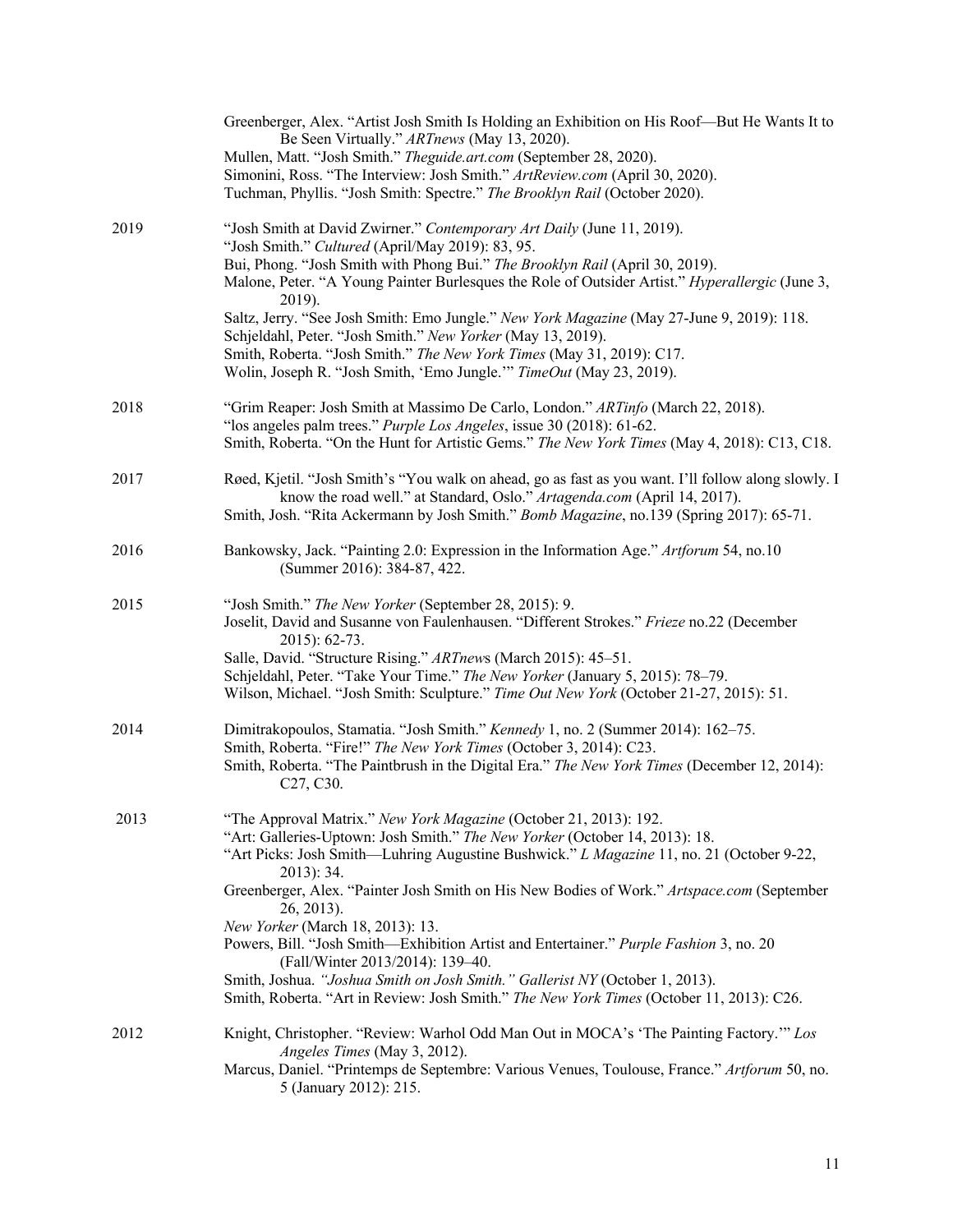Greenberger, Alex. "Artist Josh Smith Is Holding an Exhibition on His Roof—But He Wants It to Be Seen Virtually." *ARTnews* (May 13, 2020).
Mullen, Matt. "Josh Smith." *Theguide.art.com* (September 28, 2020).
Simonini, Ross. "The Interview: Josh Smith." *ArtReview.com* (April 30, 2020).
Tuchman, Phyllis. "Josh Smith: Spectre." *The Brooklyn Rail* (October 2020).

**2019**

"Josh Smith at David Zwirner." *Contemporary Art Daily* (June 11, 2019).
"Josh Smith." *Cultured* (April/May 2019): 83, 95.
Bui, Phong. "Josh Smith with Phong Bui." *The Brooklyn Rail* (April 30, 2019).
Malone, Peter. "A Young Painter Burlesques the Role of Outsider Artist." *Hyperallergic* (June 3, 2019).
Saltz, Jerry. "See Josh Smith: Emo Jungle." *New York Magazine* (May 27-June 9, 2019): 118.
Schjeldahl, Peter. "Josh Smith." *New Yorker* (May 13, 2019).
Smith, Roberta. "Josh Smith." *The New York Times* (May 31, 2019): C17.
Wolin, Joseph R. "Josh Smith, 'Emo Jungle.'" *TimeOut* (May 23, 2019).

**2018**

"Grim Reaper: Josh Smith at Massimo De Carlo, London." *ARTinfo* (March 22, 2018).
"los angeles palm trees." *Purple Los Angeles*, issue 30 (2018): 61-62.
Smith, Roberta. "On the Hunt for Artistic Gems." *The New York Times* (May 4, 2018): C13, C18.

**2017**

Røed, Kjetil. "Josh Smith's "You walk on ahead, go as fast as you want. I'll follow along slowly. I know the road well." at Standard, Oslo." *Artagenda.com* (April 14, 2017).
Smith, Josh. "Rita Ackermann by Josh Smith." *Bomb Magazine*, no.139 (Spring 2017): 65-71.

**2016**

Bankowsky, Jack. "Painting 2.0: Expression in the Information Age." *Artforum* 54, no.10 (Summer 2016): 384-87, 422.

**2015**

"Josh Smith." *The New Yorker* (September 28, 2015): 9.
Joselit, David and Susanne von Faulenhausen. "Different Strokes." *Frieze* no.22 (December 2015): 62-73.
Salle, David. "Structure Rising." *ARTnews* (March 2015): 45–51.
Schjeldahl, Peter. "Take Your Time." *The New Yorker* (January 5, 2015): 78–79.
Wilson, Michael. "Josh Smith: Sculpture." *Time Out New York* (October 21-27, 2015): 51.

**2014**

Dimitrakopoulos, Stamatia. "Josh Smith." *Kennedy* 1, no. 2 (Summer 2014): 162–75.
Smith, Roberta. "Fire!" *The New York Times* (October 3, 2014): C23.
Smith, Roberta. "The Paintbrush in the Digital Era." *The New York Times* (December 12, 2014): C27, C30.

**2013**

"The Approval Matrix." *New York Magazine* (October 21, 2013): 192.
"Art: Galleries-Uptown: Josh Smith." *The New Yorker* (October 14, 2013): 18.
"Art Picks: Josh Smith—Luhring Augustine Bushwick." *L Magazine* 11, no. 21 (October 9-22, 2013): 34.
Greenberger, Alex. "Painter Josh Smith on His New Bodies of Work." *Artspace.com* (September 26, 2013).
*New Yorker* (March 18, 2013): 13.
Powers, Bill. "Josh Smith—Exhibition Artist and Entertainer." *Purple Fashion* 3, no. 20 (Fall/Winter 2013/2014): 139–40.
Smith, Joshua. *"Joshua Smith on Josh Smith." Gallerist NY* (October 1, 2013).
Smith, Roberta. "Art in Review: Josh Smith." *The New York Times* (October 11, 2013): C26.

**2012**

Knight, Christopher. "Review: Warhol Odd Man Out in MOCA's 'The Painting Factory.'" *Los Angeles Times* (May 3, 2012).
Marcus, Daniel. "Printemps de Septembre: Various Venues, Toulouse, France." *Artforum* 50, no. 5 (January 2012): 215.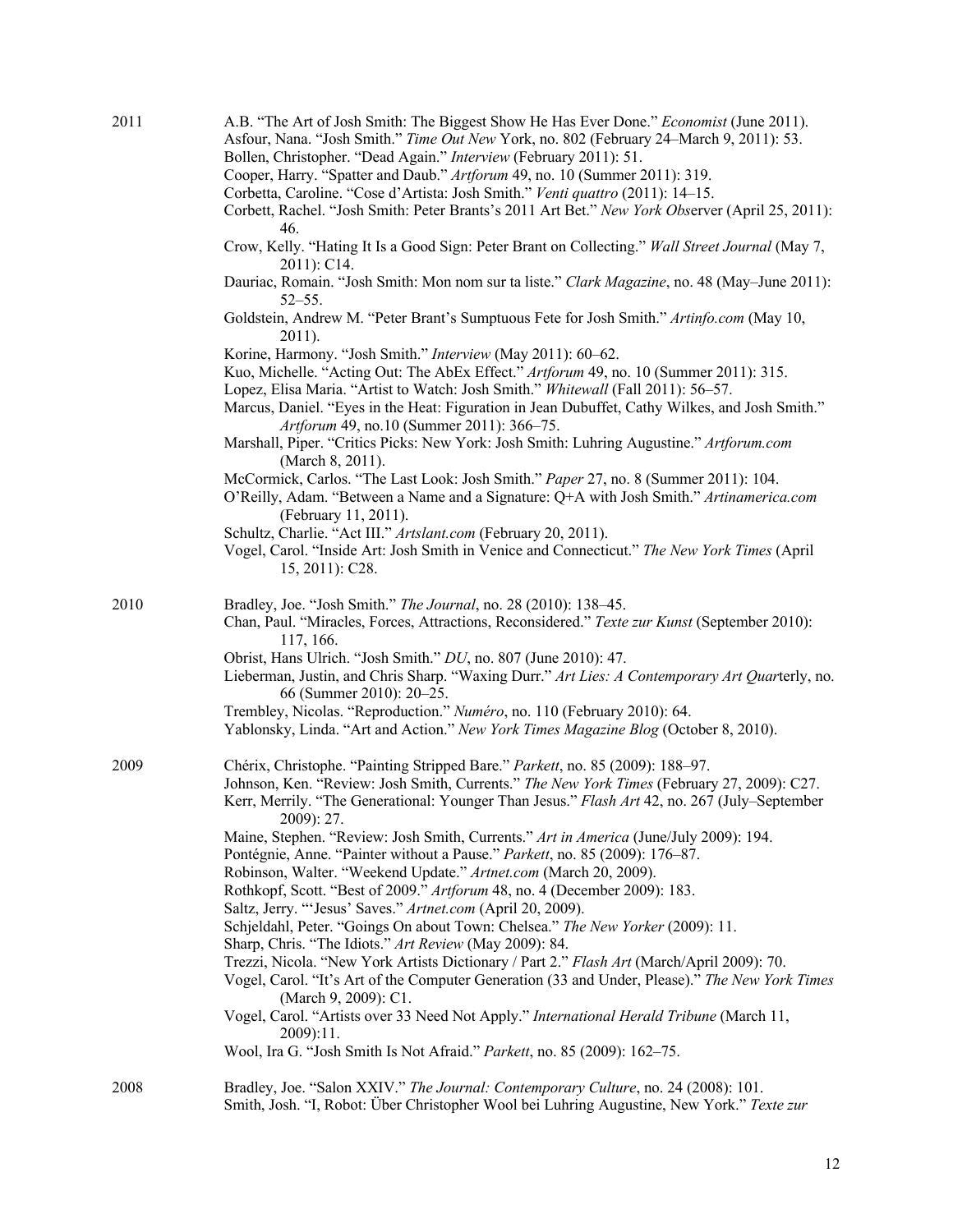2011

A.B. "The Art of Josh Smith: The Biggest Show He Has Ever Done." *Economist* (June 2011).
Asfour, Nana. "Josh Smith." *Time Out New* York, no. 802 (February 24–March 9, 2011): 53.
Bollen, Christopher. "Dead Again." *Interview* (February 2011): 51.
Cooper, Harry. "Spatter and Daub." *Artforum* 49, no. 10 (Summer 2011): 319.
Corbetta, Caroline. "Cose d'Artista: Josh Smith." *Venti quattro* (2011): 14–15.
Corbett, Rachel. "Josh Smith: Peter Brants's 2011 Art Bet." *New York Obs*erver (April 25, 2011): 46.
Crow, Kelly. "Hating It Is a Good Sign: Peter Brant on Collecting." *Wall Street Journal* (May 7, 2011): C14.
Dauriac, Romain. "Josh Smith: Mon nom sur ta liste." *Clark Magazine*, no. 48 (May–June 2011): 52–55.
Goldstein, Andrew M. "Peter Brant's Sumptuous Fete for Josh Smith." *Artinfo.com* (May 10, 2011).
Korine, Harmony. "Josh Smith." *Interview* (May 2011): 60–62.
Kuo, Michelle. "Acting Out: The AbEx Effect." *Artforum* 49, no. 10 (Summer 2011): 315.
Lopez, Elisa Maria. "Artist to Watch: Josh Smith." *Whitewall* (Fall 2011): 56–57.
Marcus, Daniel. "Eyes in the Heat: Figuration in Jean Dubuffet, Cathy Wilkes, and Josh Smith." *Artforum* 49, no.10 (Summer 2011): 366–75.
Marshall, Piper. "Critics Picks: New York: Josh Smith: Luhring Augustine." *Artforum.com* (March 8, 2011).
McCormick, Carlos. "The Last Look: Josh Smith." *Paper* 27, no. 8 (Summer 2011): 104.
O'Reilly, Adam. "Between a Name and a Signature: Q+A with Josh Smith." *Artinamerica.com* (February 11, 2011).
Schultz, Charlie. "Act III." *Artslant.com* (February 20, 2011).
Vogel, Carol. "Inside Art: Josh Smith in Venice and Connecticut." *The New York Times* (April 15, 2011): C28.

2010

Bradley, Joe. "Josh Smith." *The Journal*, no. 28 (2010): 138–45.
Chan, Paul. "Miracles, Forces, Attractions, Reconsidered." *Texte zur Kunst* (September 2010): 117, 166.
Obrist, Hans Ulrich. "Josh Smith." *DU*, no. 807 (June 2010): 47.
Lieberman, Justin, and Chris Sharp. "Waxing Durr." *Art Lies: A Contemporary Art Quar*terly, no. 66 (Summer 2010): 20–25.
Trembley, Nicolas. "Reproduction." *Numéro*, no. 110 (February 2010): 64.
Yablonsky, Linda. "Art and Action." *New York Times Magazine Blog* (October 8, 2010).

2009

Chérix, Christophe. "Painting Stripped Bare." *Parkett*, no. 85 (2009): 188–97.
Johnson, Ken. "Review: Josh Smith, Currents." *The New York Times* (February 27, 2009): C27.
Kerr, Merrily. "The Generational: Younger Than Jesus." *Flash Art* 42, no. 267 (July–September 2009): 27.
Maine, Stephen. "Review: Josh Smith, Currents." *Art in America* (June/July 2009): 194.
Pontégnie, Anne. "Painter without a Pause." *Parkett*, no. 85 (2009): 176–87.
Robinson, Walter. "Weekend Update." *Artnet.com* (March 20, 2009).
Rothkopf, Scott. "Best of 2009." *Artforum* 48, no. 4 (December 2009): 183.
Saltz, Jerry. "'Jesus' Saves." *Artnet.com* (April 20, 2009).
Schjeldahl, Peter. "Goings On about Town: Chelsea." *The New Yorker* (2009): 11.
Sharp, Chris. "The Idiots." *Art Review* (May 2009): 84.
Trezzi, Nicola. "New York Artists Dictionary / Part 2." *Flash Art* (March/April 2009): 70.
Vogel, Carol. "It's Art of the Computer Generation (33 and Under, Please)." *The New York Times* (March 9, 2009): C1.
Vogel, Carol. "Artists over 33 Need Not Apply." *International Herald Tribune* (March 11, 2009):11.
Wool, Ira G. "Josh Smith Is Not Afraid." *Parkett*, no. 85 (2009): 162–75.

2008

Bradley, Joe. "Salon XXIV." *The Journal: Contemporary Culture*, no. 24 (2008): 101.
Smith, Josh. "I, Robot: Über Christopher Wool bei Luhring Augustine, New York." *Texte zur*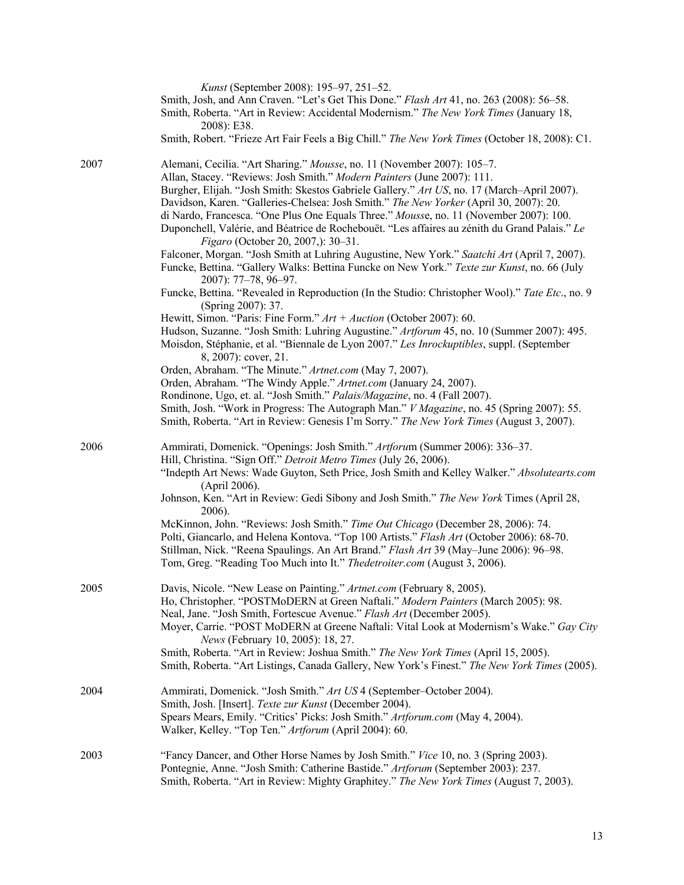*Kunst* (September 2008): 195–97, 251–52.
Smith, Josh, and Ann Craven. "Let's Get This Done." *Flash Art* 41, no. 263 (2008): 56–58.
Smith, Roberta. "Art in Review: Accidental Modernism." *The New York Times* (January 18, 2008): E38.
Smith, Robert. "Frieze Art Fair Feels a Big Chill." *The New York Times* (October 18, 2008): C1.

2007

Alemani, Cecilia. "Art Sharing." *Mousse*, no. 11 (November 2007): 105–7.
Allan, Stacey. "Reviews: Josh Smith." *Modern Painters* (June 2007): 111.
Burgher, Elijah. "Josh Smith: Skestos Gabriele Gallery." *Art US*, no. 17 (March–April 2007).
Davidson, Karen. "Galleries-Chelsea: Josh Smith." *The New Yorker* (April 30, 2007): 20.
di Nardo, Francesca. "One Plus One Equals Three." *Mousse*, no. 11 (November 2007): 100.
Duponchell, Valérie, and Béatrice de Rochebouët. "Les affaires au zénith du Grand Palais." *Le Figaro* (October 20, 2007,): 30–31.
Falconer, Morgan. "Josh Smith at Luhring Augustine, New York." *Saatchi Art* (April 7, 2007).
Funcke, Bettina. "Gallery Walks: Bettina Funcke on New York." *Texte zur Kunst*, no. 66 (July 2007): 77–78, 96–97.
Funcke, Bettina. "Revealed in Reproduction (In the Studio: Christopher Wool)." *Tate Etc*., no. 9 (Spring 2007): 37.
Hewitt, Simon. "Paris: Fine Form." *Art + Auction* (October 2007): 60.
Hudson, Suzanne. "Josh Smith: Luhring Augustine." *Artforum* 45, no. 10 (Summer 2007): 495.
Moisdon, Stéphanie, et al. "Biennale de Lyon 2007." *Les Inrockuptibles*, suppl. (September 8, 2007): cover, 21.
Orden, Abraham. "The Minute." *Artnet.com* (May 7, 2007).
Orden, Abraham. "The Windy Apple." *Artnet.com* (January 24, 2007).
Rondinone, Ugo, et. al. "Josh Smith." *Palais/Magazine*, no. 4 (Fall 2007).
Smith, Josh. "Work in Progress: The Autograph Man." *V Magazine*, no. 45 (Spring 2007): 55.
Smith, Roberta. "Art in Review: Genesis I'm Sorry." *The New York Times* (August 3, 2007).

2006

Ammirati, Domenick. "Openings: Josh Smith." *Artforum* (Summer 2006): 336–37.
Hill, Christina. "Sign Off." *Detroit Metro Times* (July 26, 2006).
"Indepth Art News: Wade Guyton, Seth Price, Josh Smith and Kelley Walker." *Absolutearts.com* (April 2006).
Johnson, Ken. "Art in Review: Gedi Sibony and Josh Smith." *The New York* Times (April 28, 2006).
McKinnon, John. "Reviews: Josh Smith." *Time Out Chicago* (December 28, 2006): 74.
Polti, Giancarlo, and Helena Kontova. "Top 100 Artists." *Flash Art* (October 2006): 68-70.
Stillman, Nick. "Reena Spaulings. An Art Brand." *Flash Art* 39 (May–June 2006): 96–98.
Tom, Greg. "Reading Too Much into It." *Thedetroiter.com* (August 3, 2006).

2005

Davis, Nicole. "New Lease on Painting." *Artnet.com* (February 8, 2005).
Ho, Christopher. "POSTMoDERN at Green Naftali." *Modern Painters* (March 2005): 98.
Neal, Jane. "Josh Smith, Fortescue Avenue." *Flash Art* (December 2005).
Moyer, Carrie. "POST MoDERN at Greene Naftali: Vital Look at Modernism's Wake." *Gay City News* (February 10, 2005): 18, 27.
Smith, Roberta. "Art in Review: Joshua Smith." *The New York Times* (April 15, 2005).
Smith, Roberta. "Art Listings, Canada Gallery, New York's Finest." *The New York Times* (2005).

2004

Ammirati, Domenick. "Josh Smith." *Art US* 4 (September–October 2004).
Smith, Josh. [Insert]. *Texte zur Kunst* (December 2004).
Spears Mears, Emily. "Critics' Picks: Josh Smith." *Artforum.com* (May 4, 2004).
Walker, Kelley. "Top Ten." *Artforum* (April 2004): 60.

2003

"Fancy Dancer, and Other Horse Names by Josh Smith." *Vice* 10, no. 3 (Spring 2003).
Pontegnie, Anne. "Josh Smith: Catherine Bastide." *Artforum* (September 2003): 237.
Smith, Roberta. "Art in Review: Mighty Graphitey." *The New York Times* (August 7, 2003).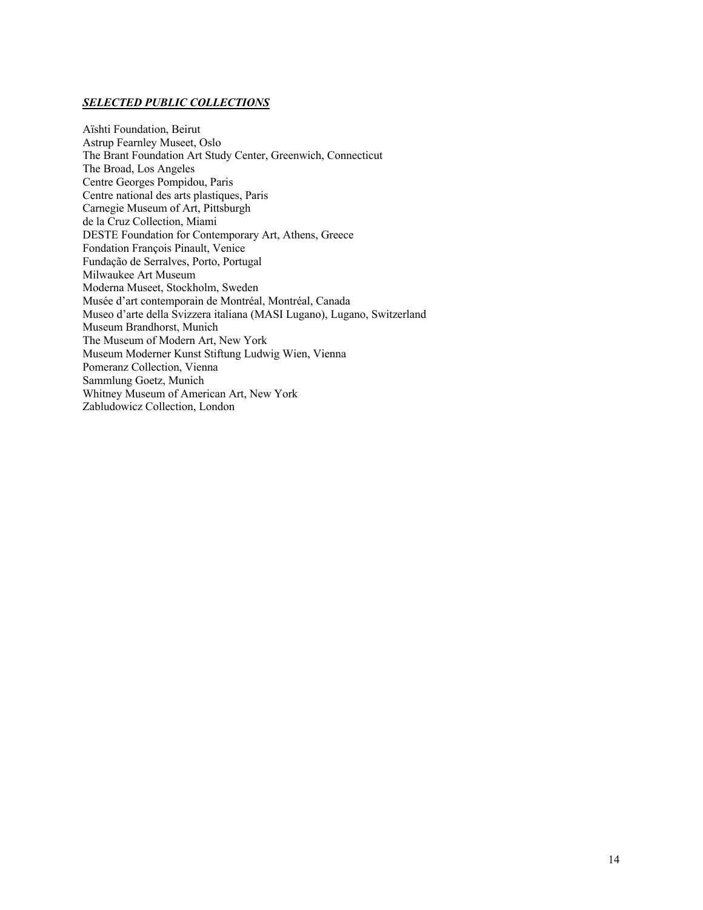***SELECTED PUBLIC COLLECTIONS***

Aïshti Foundation, Beirut
Astrup Fearnley Museet, Oslo
The Brant Foundation Art Study Center, Greenwich, Connecticut
The Broad, Los Angeles
Centre Georges Pompidou, Paris
Centre national des arts plastiques, Paris
Carnegie Museum of Art, Pittsburgh
de la Cruz Collection, Miami
DESTE Foundation for Contemporary Art, Athens, Greece
Fondation François Pinault, Venice
Fundação de Serralves, Porto, Portugal
Milwaukee Art Museum
Moderna Museet, Stockholm, Sweden
Musée d'art contemporain de Montréal, Montréal, Canada
Museo d'arte della Svizzera italiana (MASI Lugano), Lugano, Switzerland
Museum Brandhorst, Munich
The Museum of Modern Art, New York
Museum Moderner Kunst Stiftung Ludwig Wien, Vienna
Pomeranz Collection, Vienna
Sammlung Goetz, Munich
Whitney Museum of American Art, New York
Zabludowicz Collection, London